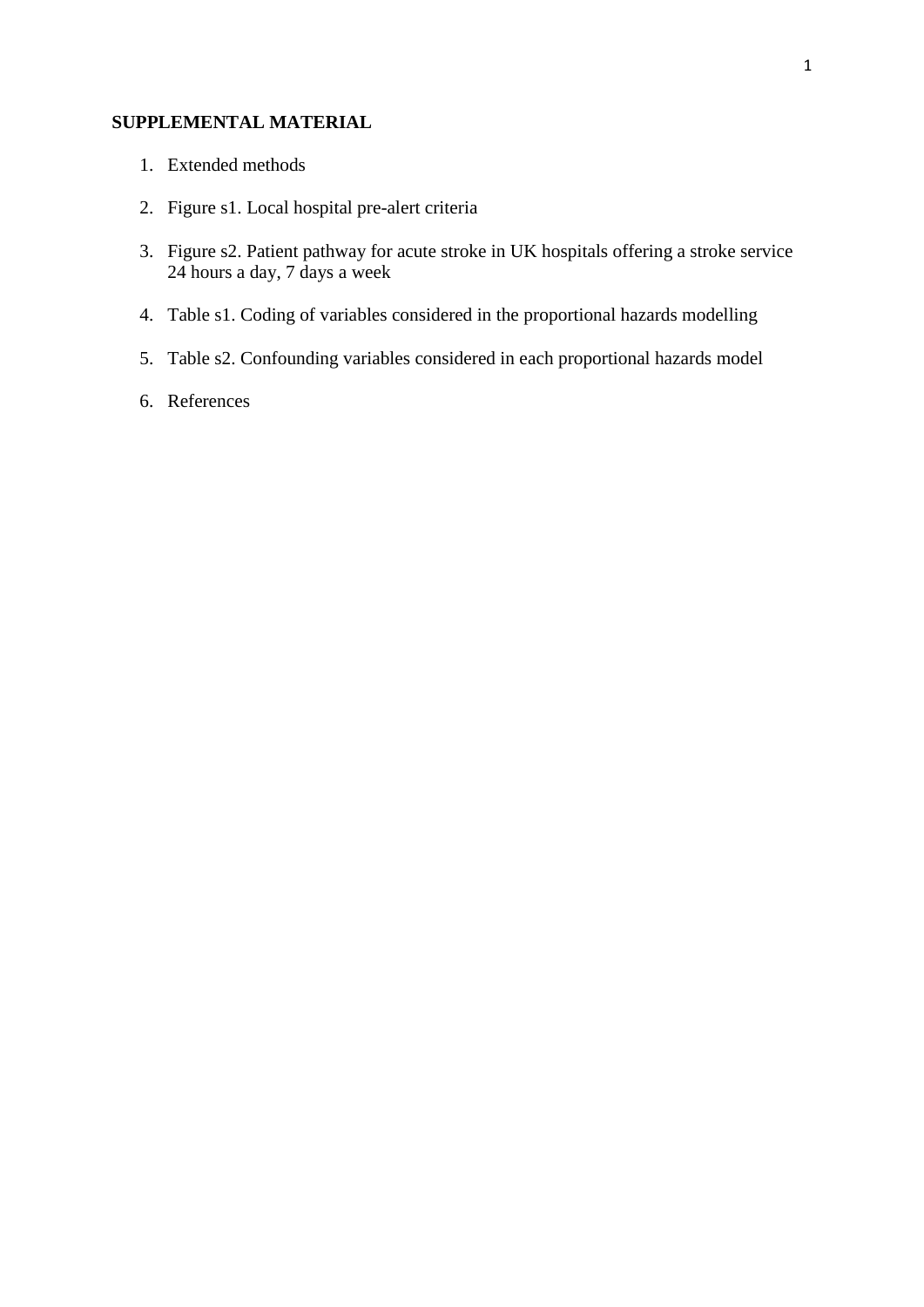**SUPPLEMENTAL MATERIAL**

1. Extended methods

2. Figure s1. Local hospital pre-alert criteria

3. Figure s2. Patient pathway for acute stroke in UK hospitals offering a stroke service 24 hours a day, 7 days a week

4. Table s1. Coding of variables considered in the proportional hazards modelling

5. Table s2. Confounding variables considered in each proportional hazards model

6. References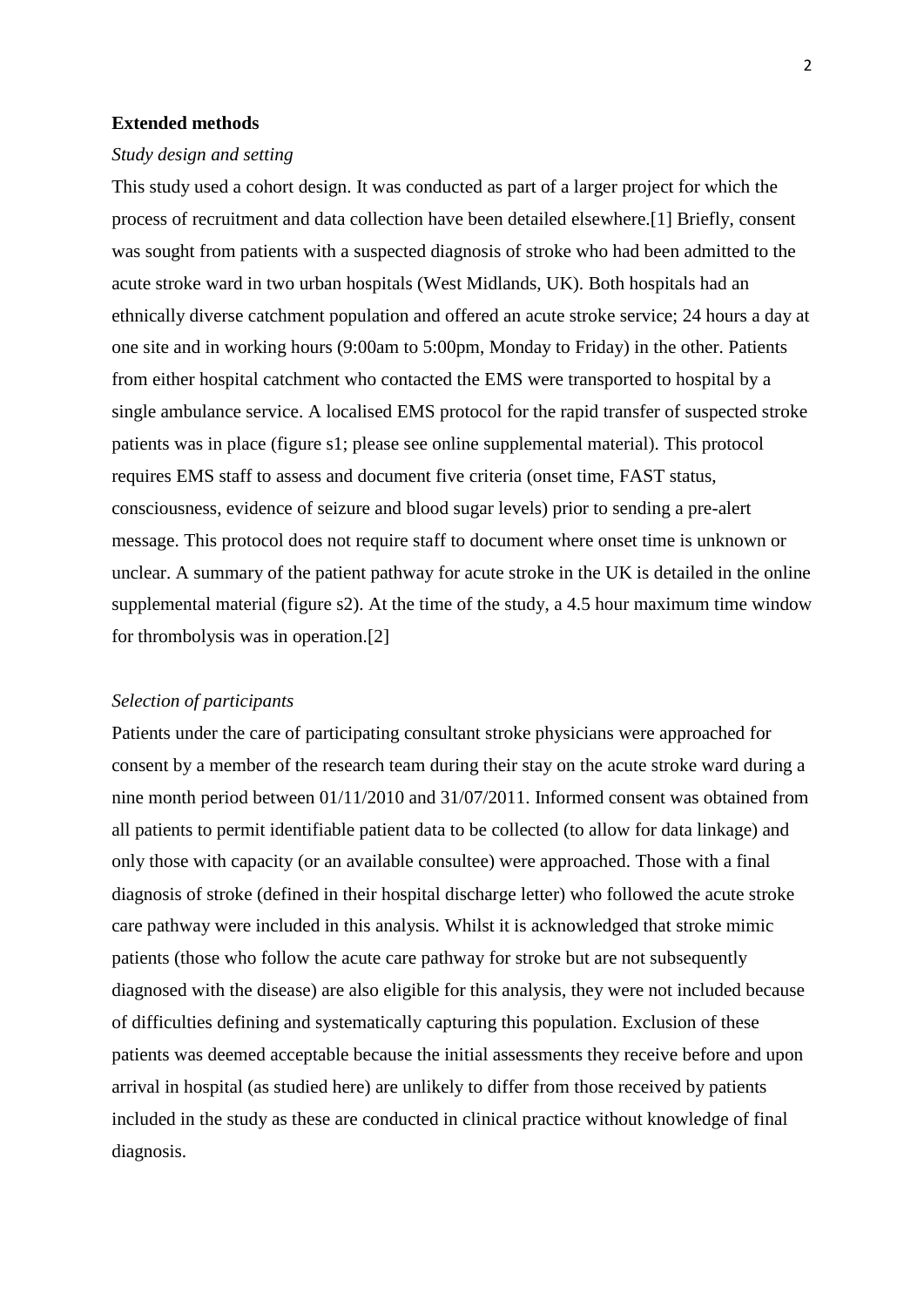## Extended methods

### *Study design and setting*

This study used a cohort design. It was conducted as part of a larger project for which the process of recruitment and data collection have been detailed elsewhere.[1] Briefly, consent was sought from patients with a suspected diagnosis of stroke who had been admitted to the acute stroke ward in two urban hospitals (West Midlands, UK). Both hospitals had an ethnically diverse catchment population and offered an acute stroke service; 24 hours a day at one site and in working hours (9:00am to 5:00pm, Monday to Friday) in the other. Patients from either hospital catchment who contacted the EMS were transported to hospital by a single ambulance service. A localised EMS protocol for the rapid transfer of suspected stroke patients was in place (figure s1; please see online supplemental material). This protocol requires EMS staff to assess and document five criteria (onset time, FAST status, consciousness, evidence of seizure and blood sugar levels) prior to sending a pre-alert message. This protocol does not require staff to document where onset time is unknown or unclear. A summary of the patient pathway for acute stroke in the UK is detailed in the online supplemental material (figure s2). At the time of the study, a 4.5 hour maximum time window for thrombolysis was in operation.[2]

### *Selection of participants*

Patients under the care of participating consultant stroke physicians were approached for consent by a member of the research team during their stay on the acute stroke ward during a nine month period between 01/11/2010 and 31/07/2011. Informed consent was obtained from all patients to permit identifiable patient data to be collected (to allow for data linkage) and only those with capacity (or an available consultee) were approached. Those with a final diagnosis of stroke (defined in their hospital discharge letter) who followed the acute stroke care pathway were included in this analysis. Whilst it is acknowledged that stroke mimic patients (those who follow the acute care pathway for stroke but are not subsequently diagnosed with the disease) are also eligible for this analysis, they were not included because of difficulties defining and systematically capturing this population. Exclusion of these patients was deemed acceptable because the initial assessments they receive before and upon arrival in hospital (as studied here) are unlikely to differ from those received by patients included in the study as these are conducted in clinical practice without knowledge of final diagnosis.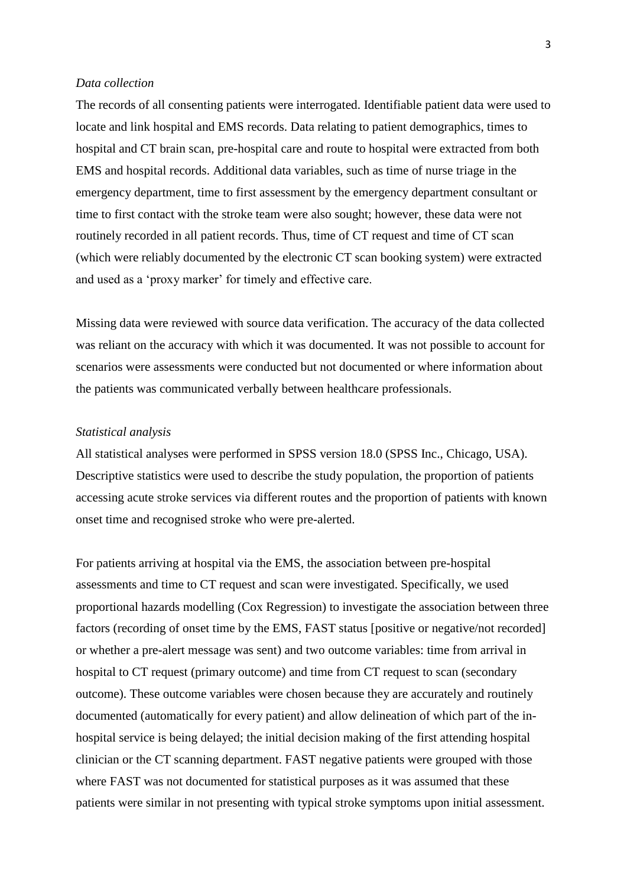*Data collection*

The records of all consenting patients were interrogated. Identifiable patient data were used to locate and link hospital and EMS records. Data relating to patient demographics, times to hospital and CT brain scan, pre-hospital care and route to hospital were extracted from both EMS and hospital records. Additional data variables, such as time of nurse triage in the emergency department, time to first assessment by the emergency department consultant or time to first contact with the stroke team were also sought; however, these data were not routinely recorded in all patient records. Thus, time of CT request and time of CT scan (which were reliably documented by the electronic CT scan booking system) were extracted and used as a 'proxy marker' for timely and effective care.

Missing data were reviewed with source data verification. The accuracy of the data collected was reliant on the accuracy with which it was documented. It was not possible to account for scenarios were assessments were conducted but not documented or where information about the patients was communicated verbally between healthcare professionals.

*Statistical analysis*

All statistical analyses were performed in SPSS version 18.0 (SPSS Inc., Chicago, USA). Descriptive statistics were used to describe the study population, the proportion of patients accessing acute stroke services via different routes and the proportion of patients with known onset time and recognised stroke who were pre-alerted.

For patients arriving at hospital via the EMS, the association between pre-hospital assessments and time to CT request and scan were investigated. Specifically, we used proportional hazards modelling (Cox Regression) to investigate the association between three factors (recording of onset time by the EMS, FAST status [positive or negative/not recorded] or whether a pre-alert message was sent) and two outcome variables: time from arrival in hospital to CT request (primary outcome) and time from CT request to scan (secondary outcome). These outcome variables were chosen because they are accurately and routinely documented (automatically for every patient) and allow delineation of which part of the in-hospital service is being delayed; the initial decision making of the first attending hospital clinician or the CT scanning department. FAST negative patients were grouped with those where FAST was not documented for statistical purposes as it was assumed that these patients were similar in not presenting with typical stroke symptoms upon initial assessment.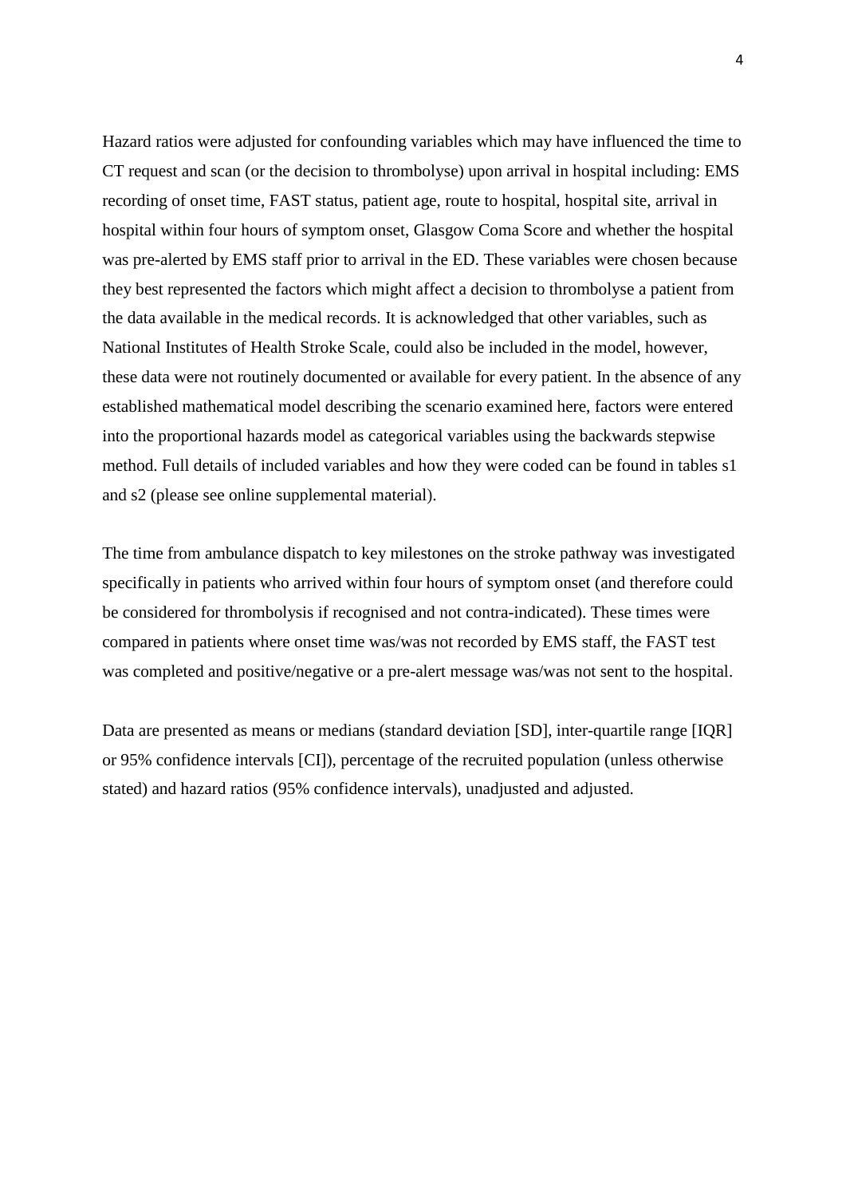Hazard ratios were adjusted for confounding variables which may have influenced the time to CT request and scan (or the decision to thrombolyse) upon arrival in hospital including: EMS recording of onset time, FAST status, patient age, route to hospital, hospital site, arrival in hospital within four hours of symptom onset, Glasgow Coma Score and whether the hospital was pre-alerted by EMS staff prior to arrival in the ED. These variables were chosen because they best represented the factors which might affect a decision to thrombolyse a patient from the data available in the medical records. It is acknowledged that other variables, such as National Institutes of Health Stroke Scale, could also be included in the model, however, these data were not routinely documented or available for every patient. In the absence of any established mathematical model describing the scenario examined here, factors were entered into the proportional hazards model as categorical variables using the backwards stepwise method. Full details of included variables and how they were coded can be found in tables s1 and s2 (please see online supplemental material).

The time from ambulance dispatch to key milestones on the stroke pathway was investigated specifically in patients who arrived within four hours of symptom onset (and therefore could be considered for thrombolysis if recognised and not contra-indicated). These times were compared in patients where onset time was/was not recorded by EMS staff, the FAST test was completed and positive/negative or a pre-alert message was/was not sent to the hospital.

Data are presented as means or medians (standard deviation [SD], inter-quartile range [IQR] or 95% confidence intervals [CI]), percentage of the recruited population (unless otherwise stated) and hazard ratios (95% confidence intervals), unadjusted and adjusted.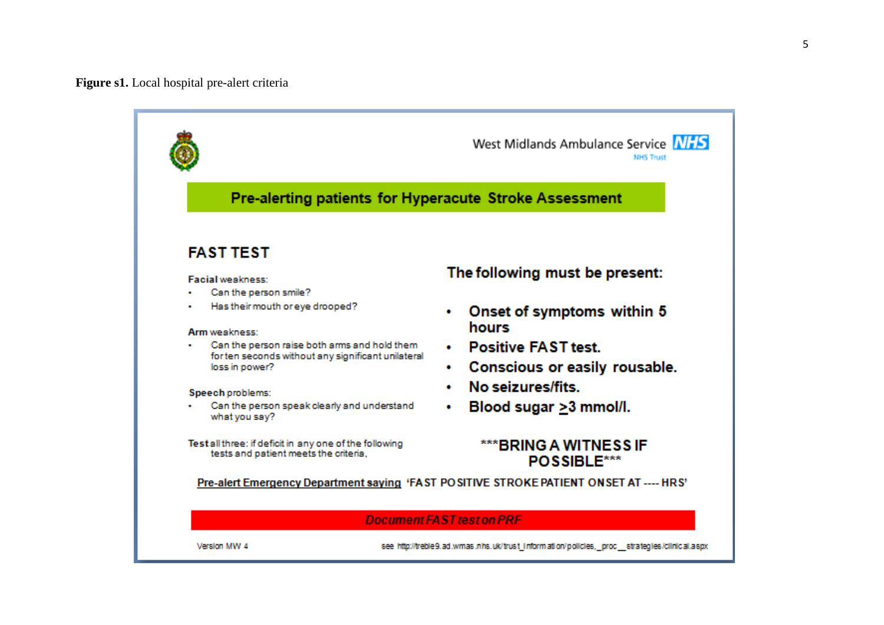**Figure s1.** Local hospital pre-alert criteria

West Midlands Ambulance Service NHS Trust

## Pre-alerting patients for Hyperacute Stroke Assessment

### FAST TEST

**Facial** weakness:

- Can the person smile?
- Has their mouth or eye drooped?

**Arm** weakness:

- Can the person raise both arms and hold them for ten seconds without any significant unilateral loss in power?

**Speech** problems:

- Can the person speak clearly and understand what you say?

**Test** all three: if deficit in any one of the following tests and patient meets the criteria,

**The following must be present:**

- **Onset of symptoms within 5 hours**
- **Positive FAST test.**
- **Conscious or easily rousable.**
- **No seizures/fits.**
- **Blood sugar $\geq$3 mmol/l.**

**\*\*\*BRING A WITNESS IF POSSIBLE\*\*\***

<u>Pre-alert Emergency Department saying</u> 'FAST POSITIVE STROKE PATIENT ONSET AT ---- HRS'

***Document FAST test on PRF***

Version MW 4

see http://treble9.ad.wmas.nhs.uk/trust_information/policies,_proc__strategies/clinical.aspx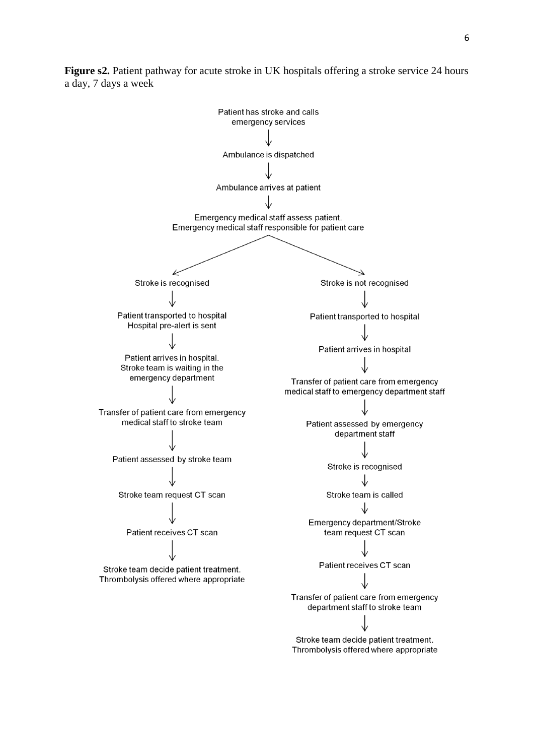**Figure s2.** Patient pathway for acute stroke in UK hospitals offering a stroke service 24 hours a day, 7 days a week

Patient has stroke and calls emergency services

↓

Ambulance is dispatched

↓

Ambulance arrives at patient

↓

Emergency medical staff assess patient.
Emergency medical staff responsible for patient care

**Stroke is recognised**

1. Stroke is recognised
2. Patient transported to hospital. Hospital pre-alert is sent
3. Patient arrives in hospital. Stroke team is waiting in the emergency department
4. Transfer of patient care from emergency medical staff to stroke team
5. Patient assessed by stroke team
6. Stroke team request CT scan
7. Patient receives CT scan
8. Stroke team decide patient treatment. Thrombolysis offered where appropriate

**Stroke is not recognised**

1. Stroke is not recognised
2. Patient transported to hospital
3. Patient arrives in hospital
4. Transfer of patient care from emergency medical staff to emergency department staff
5. Patient assessed by emergency department staff
6. Stroke is recognised
7. Stroke team is called
8. Emergency department/Stroke team request CT scan
9. Patient receives CT scan
10. Transfer of patient care from emergency department staff to stroke team
11. Stroke team decide patient treatment. Thrombolysis offered where appropriate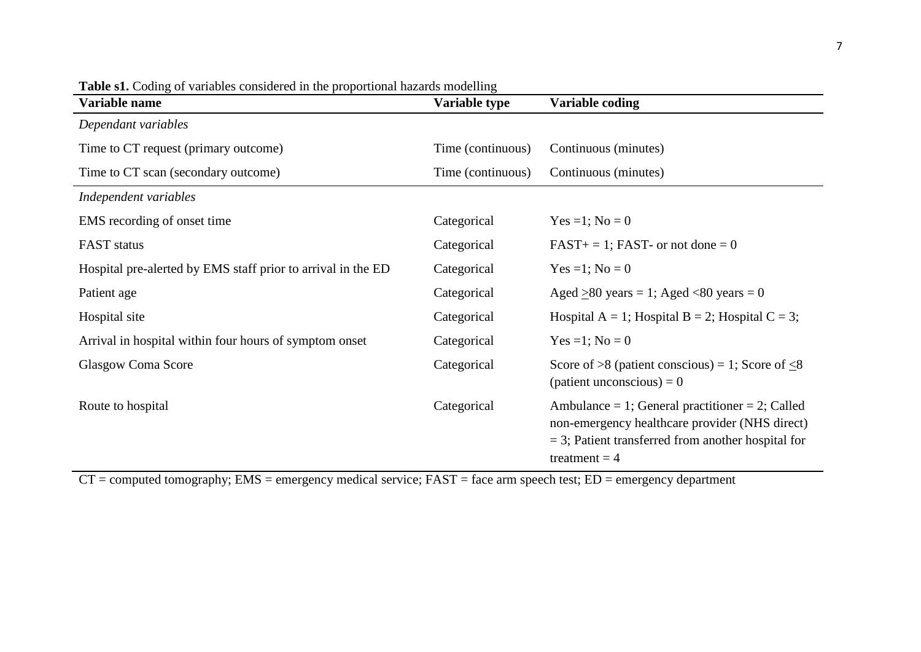**Table s1.** Coding of variables considered in the proportional hazards modelling

| Variable name | Variable type | Variable coding |
|---|---|---|
| *Dependant variables* | | |
| Time to CT request (primary outcome) | Time (continuous) | Continuous (minutes) |
| Time to CT scan (secondary outcome) | Time (continuous) | Continuous (minutes) |
| *Independent variables* | | |
| EMS recording of onset time | Categorical | Yes =1; No = 0 |
| FAST status | Categorical | FAST+ = 1; FAST- or not done = 0 |
| Hospital pre-alerted by EMS staff prior to arrival in the ED | Categorical | Yes =1; No = 0 |
| Patient age | Categorical | Aged $\geq$80 years = 1; Aged <80 years = 0 |
| Hospital site | Categorical | Hospital A = 1; Hospital B = 2; Hospital C = 3; |
| Arrival in hospital within four hours of symptom onset | Categorical | Yes =1; No = 0 |
| Glasgow Coma Score | Categorical | Score of >8 (patient conscious) = 1; Score of $\leq$8 (patient unconscious) = 0 |
| Route to hospital | Categorical | Ambulance = 1; General practitioner = 2; Called non-emergency healthcare provider (NHS direct) = 3; Patient transferred from another hospital for treatment = 4 |

CT = computed tomography; EMS = emergency medical service; FAST = face arm speech test; ED = emergency department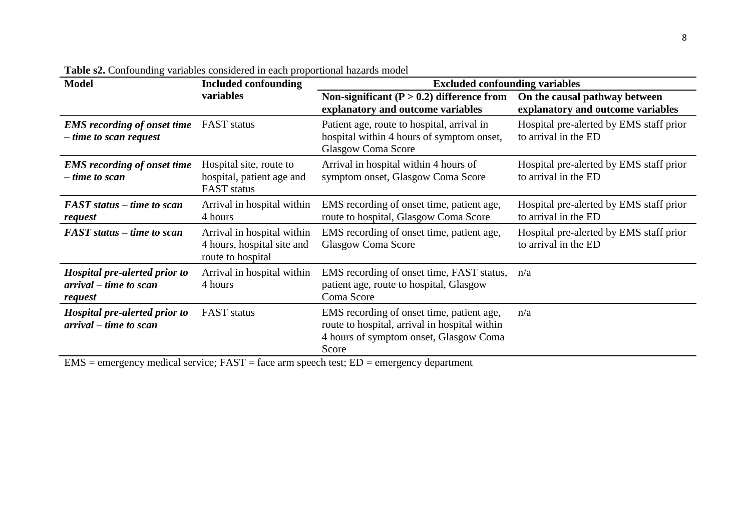**Table s2.** Confounding variables considered in each proportional hazards model

| Model | Included confounding variables | Excluded confounding variables | |
|---|---|---|---|
| | | **Non-significant (P > 0.2) difference from explanatory and outcome variables** | **On the causal pathway between explanatory and outcome variables** |
| ***EMS recording of onset time – time to scan request*** | FAST status | Patient age, route to hospital, arrival in hospital within 4 hours of symptom onset, Glasgow Coma Score | Hospital pre-alerted by EMS staff prior to arrival in the ED |
| ***EMS recording of onset time – time to scan*** | Hospital site, route to hospital, patient age and FAST status | Arrival in hospital within 4 hours of symptom onset, Glasgow Coma Score | Hospital pre-alerted by EMS staff prior to arrival in the ED |
| ***FAST status – time to scan request*** | Arrival in hospital within 4 hours | EMS recording of onset time, patient age, route to hospital, Glasgow Coma Score | Hospital pre-alerted by EMS staff prior to arrival in the ED |
| ***FAST status – time to scan*** | Arrival in hospital within 4 hours, hospital site and route to hospital | EMS recording of onset time, patient age, Glasgow Coma Score | Hospital pre-alerted by EMS staff prior to arrival in the ED |
| ***Hospital pre-alerted prior to arrival – time to scan request*** | Arrival in hospital within 4 hours | EMS recording of onset time, FAST status, patient age, route to hospital, Glasgow Coma Score | n/a |
| ***Hospital pre-alerted prior to arrival – time to scan*** | FAST status | EMS recording of onset time, patient age, route to hospital, arrival in hospital within 4 hours of symptom onset, Glasgow Coma Score | n/a |

EMS = emergency medical service; FAST = face arm speech test; ED = emergency department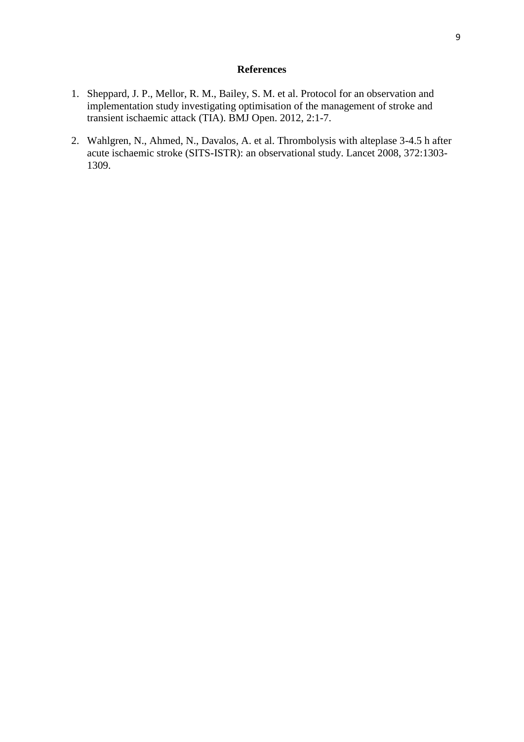## References

1. Sheppard, J. P., Mellor, R. M., Bailey, S. M. et al. Protocol for an observation and implementation study investigating optimisation of the management of stroke and transient ischaemic attack (TIA). BMJ Open. 2012, 2:1-7.

2. Wahlgren, N., Ahmed, N., Davalos, A. et al. Thrombolysis with alteplase 3-4.5 h after acute ischaemic stroke (SITS-ISTR): an observational study. Lancet 2008, 372:1303-1309.